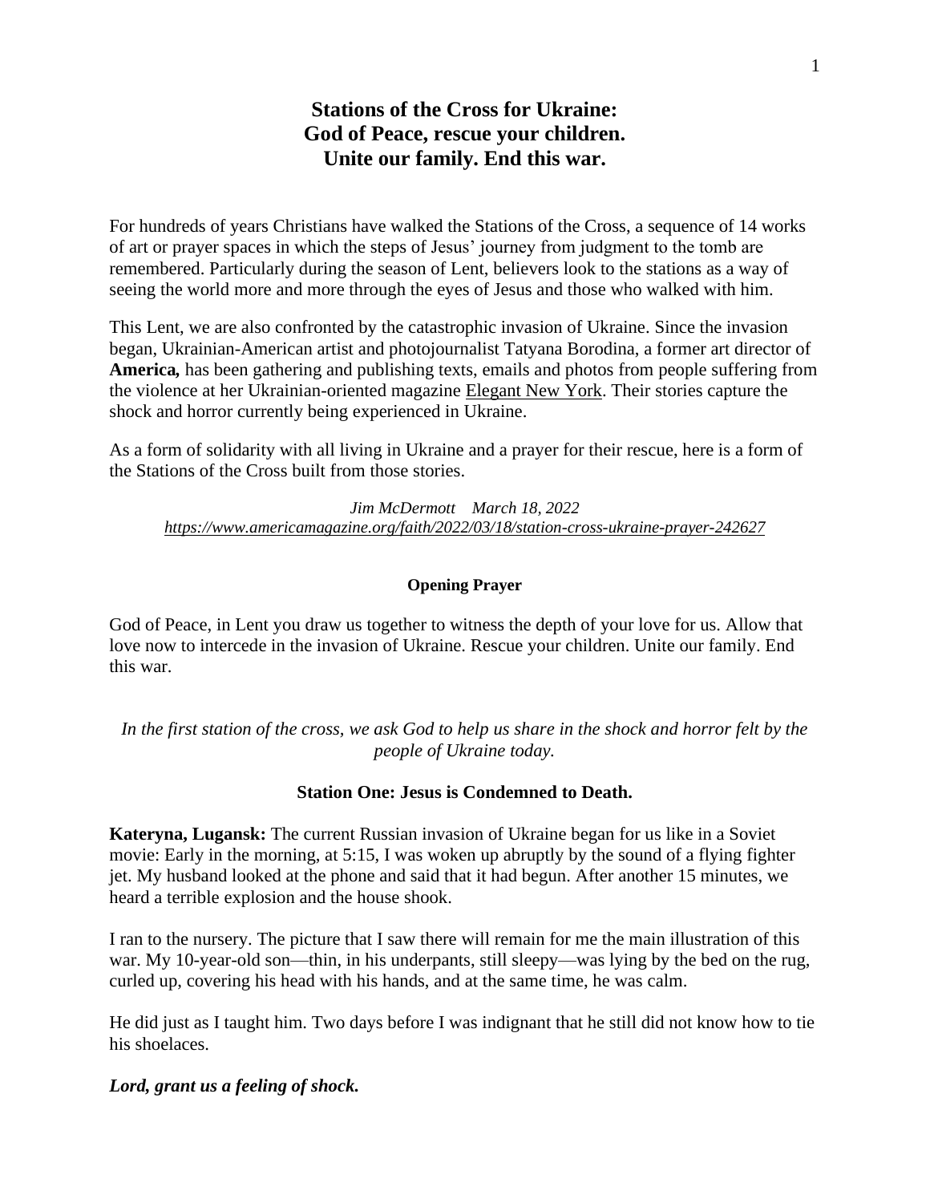# Stations of the Cross for Ukraine: God of Peace, rescue your children. Unite our family. End this war.

For hundreds of years Christians have walked the Stations of the Cross, a sequence of 14 works of art or prayer spaces in which the steps of Jesus' journey from judgment to the tomb are remembered. Particularly during the season of Lent, believers look to the stations as a way of seeing the world more and more through the eyes of Jesus and those who walked with him.

This Lent, we are also confronted by the catastrophic invasion of Ukraine. Since the invasion began, Ukrainian-American artist and photojournalist Tatyana Borodina, a former art director of **America,** has been gathering and publishing texts, emails and photos from people suffering from the violence at her Ukrainian-oriented magazine Elegant New York. Their stories capture the shock and horror currently being experienced in Ukraine.

As a form of solidarity with all living in Ukraine and a prayer for their rescue, here is a form of the Stations of the Cross built from those stories.

*Jim McDermott March 18, 2022*
*https://www.americamagazine.org/faith/2022/03/18/station-cross-ukraine-prayer-242627*

#### Opening Prayer

God of Peace, in Lent you draw us together to witness the depth of your love for us. Allow that love now to intercede in the invasion of Ukraine. Rescue your children. Unite our family. End this war.

*In the first station of the cross, we ask God to help us share in the shock and horror felt by the people of Ukraine today.*

### Station One: Jesus is Condemned to Death.

**Kateryna, Lugansk:** The current Russian invasion of Ukraine began for us like in a Soviet movie: Early in the morning, at 5:15, I was woken up abruptly by the sound of a flying fighter jet. My husband looked at the phone and said that it had begun. After another 15 minutes, we heard a terrible explosion and the house shook.

I ran to the nursery. The picture that I saw there will remain for me the main illustration of this war. My 10-year-old son—thin, in his underpants, still sleepy—was lying by the bed on the rug, curled up, covering his head with his hands, and at the same time, he was calm.

He did just as I taught him. Two days before I was indignant that he still did not know how to tie his shoelaces.

***Lord, grant us a feeling of shock.***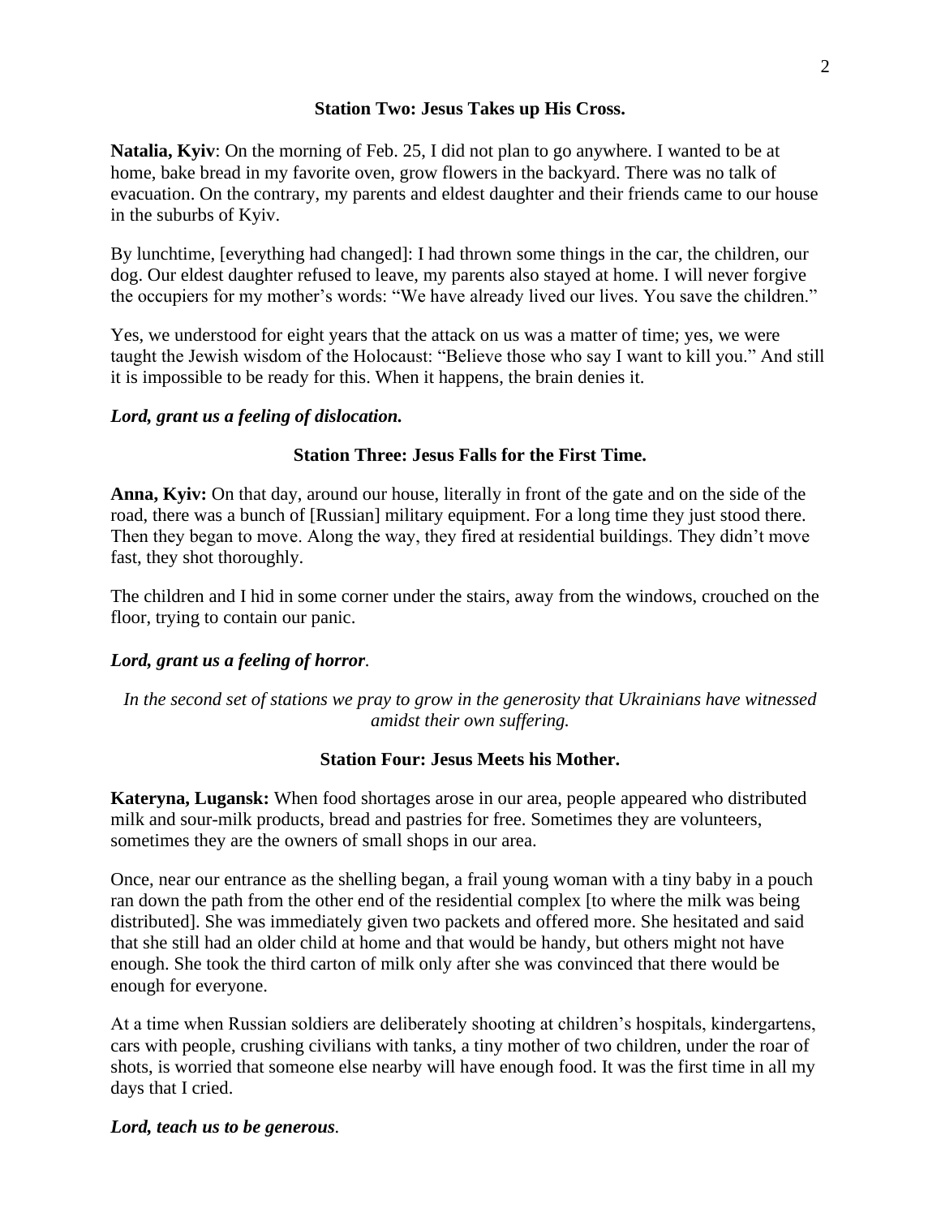### Station Two: Jesus Takes up His Cross.

**Natalia, Kyiv**: On the morning of Feb. 25, I did not plan to go anywhere. I wanted to be at home, bake bread in my favorite oven, grow flowers in the backyard. There was no talk of evacuation. On the contrary, my parents and eldest daughter and their friends came to our house in the suburbs of Kyiv.

By lunchtime, [everything had changed]: I had thrown some things in the car, the children, our dog. Our eldest daughter refused to leave, my parents also stayed at home. I will never forgive the occupiers for my mother's words: "We have already lived our lives. You save the children."

Yes, we understood for eight years that the attack on us was a matter of time; yes, we were taught the Jewish wisdom of the Holocaust: "Believe those who say I want to kill you." And still it is impossible to be ready for this. When it happens, the brain denies it.

***Lord, grant us a feeling of dislocation.***

### Station Three: Jesus Falls for the First Time.

**Anna, Kyiv:** On that day, around our house, literally in front of the gate and on the side of the road, there was a bunch of [Russian] military equipment. For a long time they just stood there. Then they began to move. Along the way, they fired at residential buildings. They didn't move fast, they shot thoroughly.

The children and I hid in some corner under the stairs, away from the windows, crouched on the floor, trying to contain our panic.

***Lord, grant us a feeling of horror*.**

*In the second set of stations we pray to grow in the generosity that Ukrainians have witnessed amidst their own suffering.*

### Station Four: Jesus Meets his Mother.

**Kateryna, Lugansk:** When food shortages arose in our area, people appeared who distributed milk and sour-milk products, bread and pastries for free. Sometimes they are volunteers, sometimes they are the owners of small shops in our area.

Once, near our entrance as the shelling began, a frail young woman with a tiny baby in a pouch ran down the path from the other end of the residential complex [to where the milk was being distributed]. She was immediately given two packets and offered more. She hesitated and said that she still had an older child at home and that would be handy, but others might not have enough. She took the third carton of milk only after she was convinced that there would be enough for everyone.

At a time when Russian soldiers are deliberately shooting at children's hospitals, kindergartens, cars with people, crushing civilians with tanks, a tiny mother of two children, under the roar of shots, is worried that someone else nearby will have enough food. It was the first time in all my days that I cried.

***Lord, teach us to be generous*.**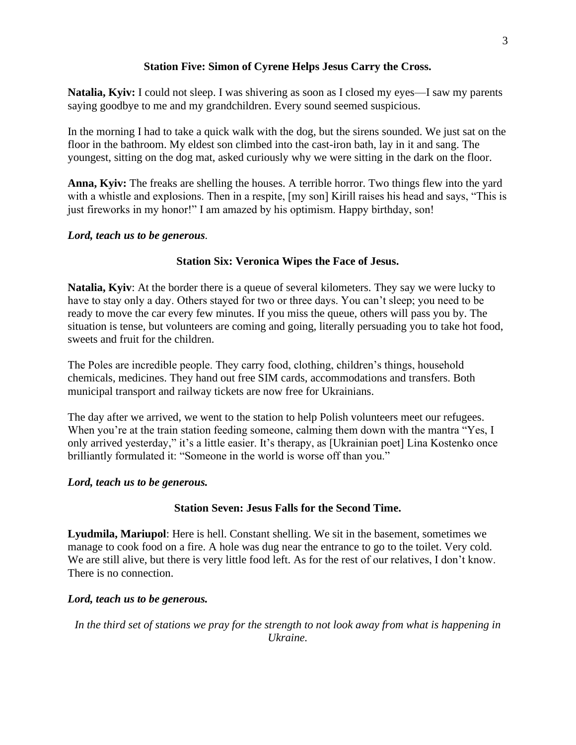### Station Five: Simon of Cyrene Helps Jesus Carry the Cross.

**Natalia, Kyiv:** I could not sleep. I was shivering as soon as I closed my eyes—I saw my parents saying goodbye to me and my grandchildren. Every sound seemed suspicious.

In the morning I had to take a quick walk with the dog, but the sirens sounded. We just sat on the floor in the bathroom. My eldest son climbed into the cast-iron bath, lay in it and sang. The youngest, sitting on the dog mat, asked curiously why we were sitting in the dark on the floor.

**Anna, Kyiv:** The freaks are shelling the houses. A terrible horror. Two things flew into the yard with a whistle and explosions. Then in a respite, [my son] Kirill raises his head and says, "This is just fireworks in my honor!" I am amazed by his optimism. Happy birthday, son!

***Lord, teach us to be generous*.**

### Station Six: Veronica Wipes the Face of Jesus.

**Natalia, Kyiv**: At the border there is a queue of several kilometers. They say we were lucky to have to stay only a day. Others stayed for two or three days. You can't sleep; you need to be ready to move the car every few minutes. If you miss the queue, others will pass you by. The situation is tense, but volunteers are coming and going, literally persuading you to take hot food, sweets and fruit for the children.

The Poles are incredible people. They carry food, clothing, children's things, household chemicals, medicines. They hand out free SIM cards, accommodations and transfers. Both municipal transport and railway tickets are now free for Ukrainians.

The day after we arrived, we went to the station to help Polish volunteers meet our refugees. When you're at the train station feeding someone, calming them down with the mantra "Yes, I only arrived yesterday," it's a little easier. It's therapy, as [Ukrainian poet] Lina Kostenko once brilliantly formulated it: "Someone in the world is worse off than you."

***Lord, teach us to be generous.***

### Station Seven: Jesus Falls for the Second Time.

**Lyudmila, Mariupol**: Here is hell. Constant shelling. We sit in the basement, sometimes we manage to cook food on a fire. A hole was dug near the entrance to go to the toilet. Very cold. We are still alive, but there is very little food left. As for the rest of our relatives, I don't know. There is no connection.

***Lord, teach us to be generous.***

*In the third set of stations we pray for the strength to not look away from what is happening in Ukraine.*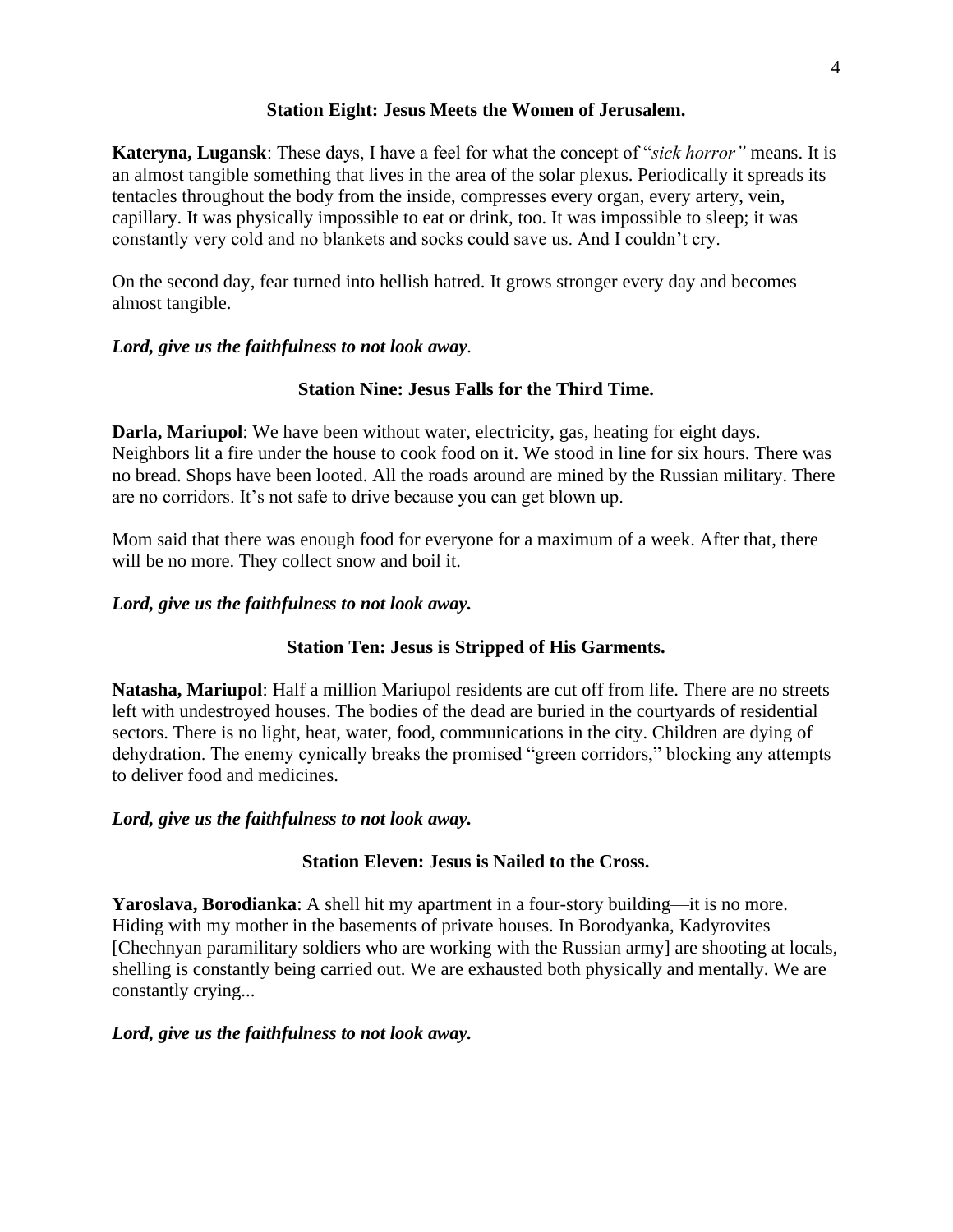### Station Eight: Jesus Meets the Women of Jerusalem.

**Kateryna, Lugansk**: These days, I have a feel for what the concept of "*sick horror"* means. It is an almost tangible something that lives in the area of the solar plexus. Periodically it spreads its tentacles throughout the body from the inside, compresses every organ, every artery, vein, capillary. It was physically impossible to eat or drink, too. It was impossible to sleep; it was constantly very cold and no blankets and socks could save us. And I couldn't cry.

On the second day, fear turned into hellish hatred. It grows stronger every day and becomes almost tangible.

***Lord, give us the faithfulness to not look away*.**

### Station Nine: Jesus Falls for the Third Time.

**Darla, Mariupol**: We have been without water, electricity, gas, heating for eight days. Neighbors lit a fire under the house to cook food on it. We stood in line for six hours. There was no bread. Shops have been looted. All the roads around are mined by the Russian military. There are no corridors. It's not safe to drive because you can get blown up.

Mom said that there was enough food for everyone for a maximum of a week. After that, there will be no more. They collect snow and boil it.

***Lord, give us the faithfulness to not look away.***

### Station Ten: Jesus is Stripped of His Garments.

**Natasha, Mariupol**: Half a million Mariupol residents are cut off from life. There are no streets left with undestroyed houses. The bodies of the dead are buried in the courtyards of residential sectors. There is no light, heat, water, food, communications in the city. Children are dying of dehydration. The enemy cynically breaks the promised "green corridors," blocking any attempts to deliver food and medicines.

***Lord, give us the faithfulness to not look away.***

### Station Eleven: Jesus is Nailed to the Cross.

**Yaroslava, Borodianka**: A shell hit my apartment in a four-story building—it is no more. Hiding with my mother in the basements of private houses. In Borodyanka, Kadyrovites [Chechnyan paramilitary soldiers who are working with the Russian army] are shooting at locals, shelling is constantly being carried out. We are exhausted both physically and mentally. We are constantly crying...

***Lord, give us the faithfulness to not look away.***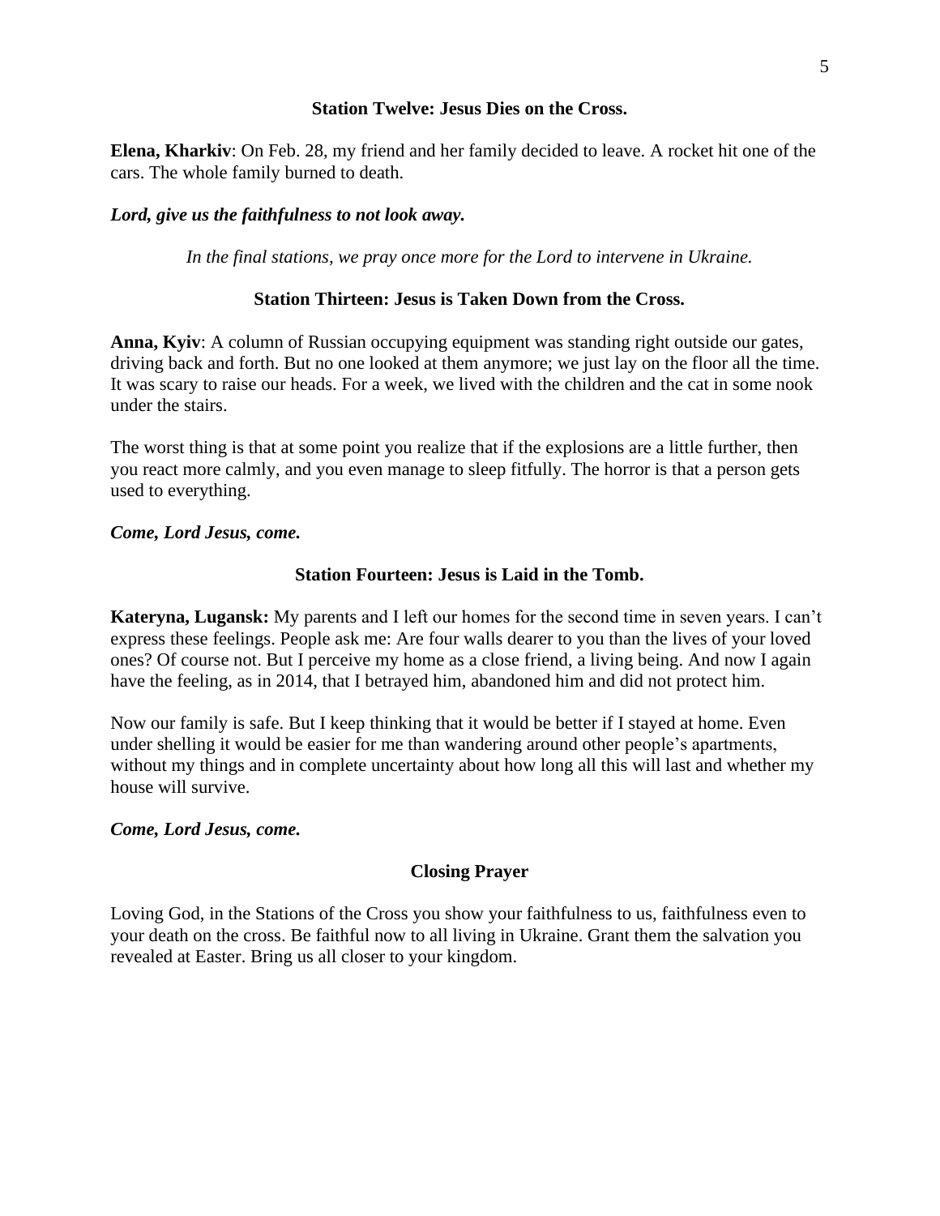### Station Twelve: Jesus Dies on the Cross.

**Elena, Kharkiv**: On Feb. 28, my friend and her family decided to leave. A rocket hit one of the cars. The whole family burned to death.

***Lord, give us the faithfulness to not look away.***

*In the final stations, we pray once more for the Lord to intervene in Ukraine.*

### Station Thirteen: Jesus is Taken Down from the Cross.

**Anna, Kyiv**: A column of Russian occupying equipment was standing right outside our gates, driving back and forth. But no one looked at them anymore; we just lay on the floor all the time. It was scary to raise our heads. For a week, we lived with the children and the cat in some nook under the stairs.

The worst thing is that at some point you realize that if the explosions are a little further, then you react more calmly, and you even manage to sleep fitfully. The horror is that a person gets used to everything.

***Come, Lord Jesus, come.***

### Station Fourteen: Jesus is Laid in the Tomb.

**Kateryna, Lugansk:** My parents and I left our homes for the second time in seven years. I can't express these feelings. People ask me: Are four walls dearer to you than the lives of your loved ones? Of course not. But I perceive my home as a close friend, a living being. And now I again have the feeling, as in 2014, that I betrayed him, abandoned him and did not protect him.

Now our family is safe. But I keep thinking that it would be better if I stayed at home. Even under shelling it would be easier for me than wandering around other people's apartments, without my things and in complete uncertainty about how long all this will last and whether my house will survive.

***Come, Lord Jesus, come.***

### Closing Prayer

Loving God, in the Stations of the Cross you show your faithfulness to us, faithfulness even to your death on the cross. Be faithful now to all living in Ukraine. Grant them the salvation you revealed at Easter. Bring us all closer to your kingdom.